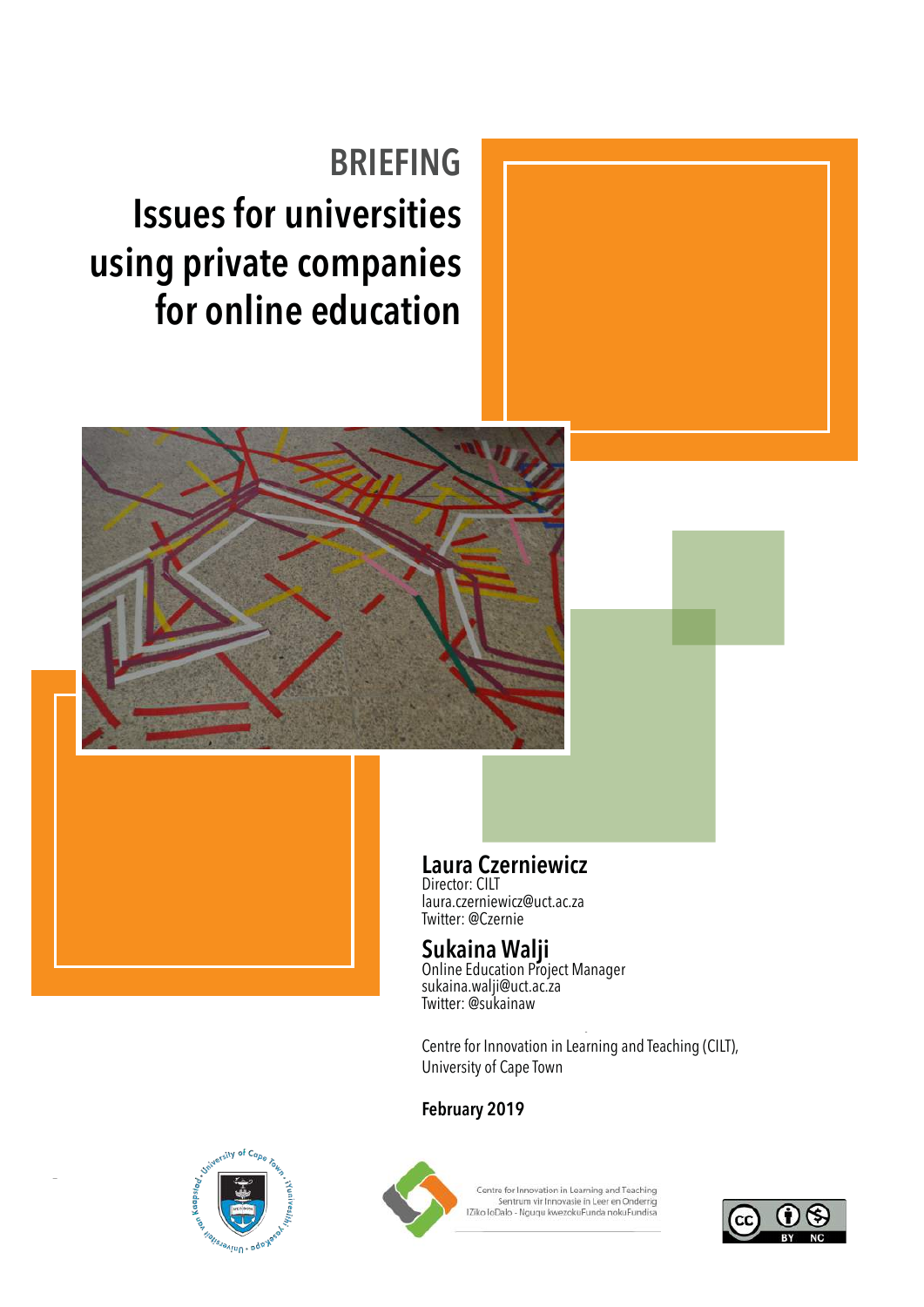# BRIEFING

# Issues for universities using private companies for online education

**Laura Czerniewicz**
Director: CILT
laura.czerniewicz@uct.ac.za
Twitter: @Czernie

**Sukaina Walji**
Online Education Project Manager
sukaina.walji@uct.ac.za
Twitter: @sukainaw

Centre for Innovation in Learning and Teaching (CILT),
University of Cape Town

**February 2019**

Centre for Innovation in Learning and Teaching
Sentrum vir Innovasie in Leer en Onderrig
IZiko leDalo - Nguqu kwezokuFunda nokuFundisa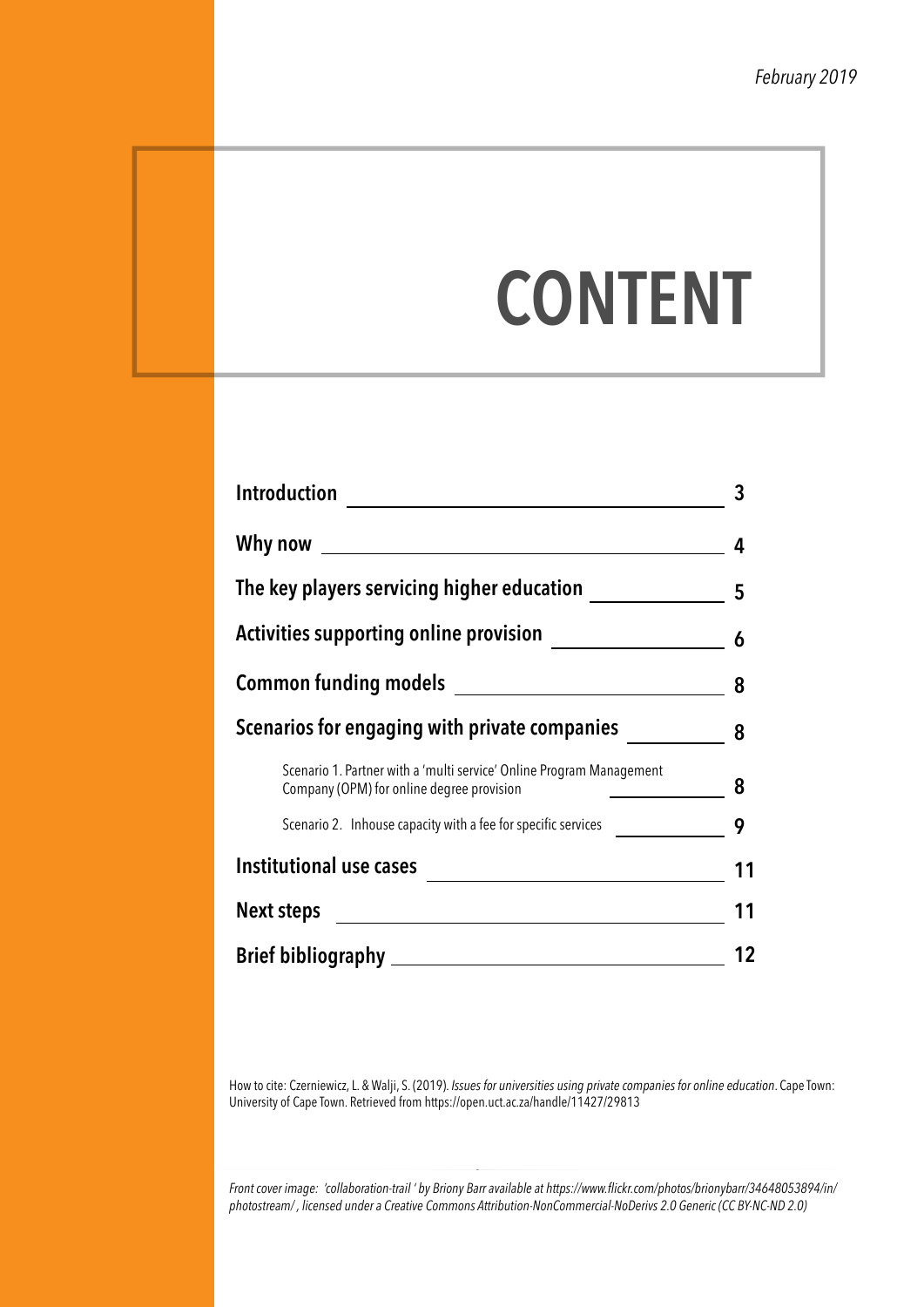February 2019

# CONTENT

| | |
|---|---|
| **Introduction** | **3** |
| **Why now** | **4** |
| **The key players servicing higher education** | **5** |
| **Activities supporting online provision** | **6** |
| **Common funding models** | **8** |
| **Scenarios for engaging with private companies** | **8** |
| Scenario 1. Partner with a 'multi service' Online Program Management Company (OPM) for online degree provision | **8** |
| Scenario 2. Inhouse capacity with a fee for specific services | **9** |
| **Institutional use cases** | **11** |
| **Next steps** | **11** |
| **Brief bibliography** | **12** |

How to cite: Czerniewicz, L. & Walji, S. (2019). *Issues for universities using private companies for online education*. Cape Town: University of Cape Town. Retrieved from https://open.uct.ac.za/handle/11427/29813

*Front cover image: 'collaboration-trail ' by Briony Barr available at https://www.flickr.com/photos/brionybarr/34648053894/in/photostream/ , licensed under a Creative Commons Attribution-NonCommercial-NoDerivs 2.0 Generic (CC BY-NC-ND 2.0)*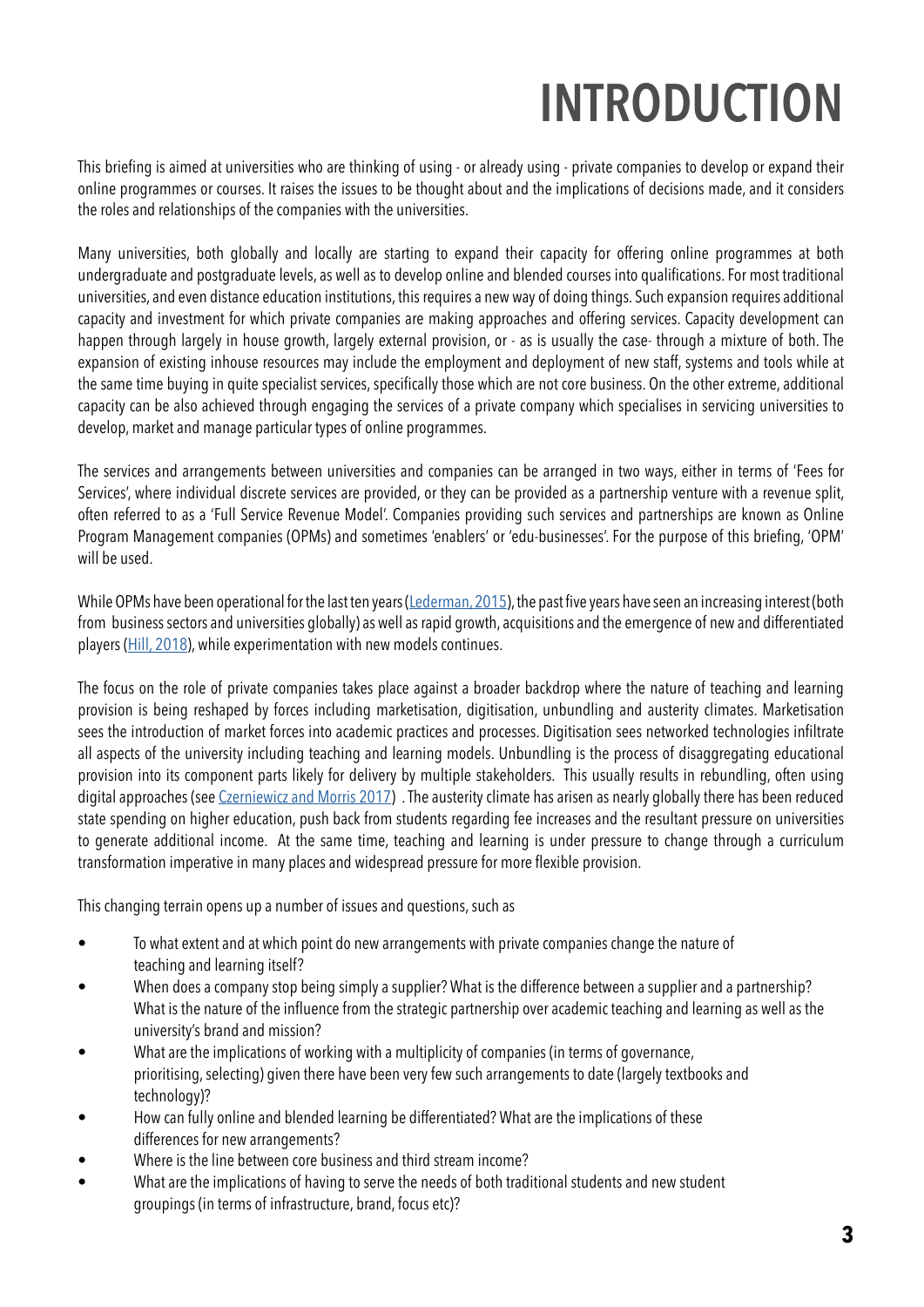# INTRODUCTION

This briefing is aimed at universities who are thinking of using - or already using - private companies to develop or expand their online programmes or courses. It raises the issues to be thought about and the implications of decisions made, and it considers the roles and relationships of the companies with the universities.

Many universities, both globally and locally are starting to expand their capacity for offering online programmes at both undergraduate and postgraduate levels, as well as to develop online and blended courses into qualifications. For most traditional universities, and even distance education institutions, this requires a new way of doing things. Such expansion requires additional capacity and investment for which private companies are making approaches and offering services. Capacity development can happen through largely in house growth, largely external provision, or - as is usually the case- through a mixture of both. The expansion of existing inhouse resources may include the employment and deployment of new staff, systems and tools while at the same time buying in quite specialist services, specifically those which are not core business. On the other extreme, additional capacity can be also achieved through engaging the services of a private company which specialises in servicing universities to develop, market and manage particular types of online programmes.

The services and arrangements between universities and companies can be arranged in two ways, either in terms of 'Fees for Services', where individual discrete services are provided, or they can be provided as a partnership venture with a revenue split, often referred to as a 'Full Service Revenue Model'. Companies providing such services and partnerships are known as Online Program Management companies (OPMs) and sometimes 'enablers' or 'edu-businesses'. For the purpose of this briefing, 'OPM' will be used.

While OPMs have been operational for the last ten years (Lederman, 2015), the past five years have seen an increasing interest (both from business sectors and universities globally) as well as rapid growth, acquisitions and the emergence of new and differentiated players (Hill, 2018), while experimentation with new models continues.

The focus on the role of private companies takes place against a broader backdrop where the nature of teaching and learning provision is being reshaped by forces including marketisation, digitisation, unbundling and austerity climates. Marketisation sees the introduction of market forces into academic practices and processes. Digitisation sees networked technologies infiltrate all aspects of the university including teaching and learning models. Unbundling is the process of disaggregating educational provision into its component parts likely for delivery by multiple stakeholders. This usually results in rebundling, often using digital approaches (see Czerniewicz and Morris 2017) . The austerity climate has arisen as nearly globally there has been reduced state spending on higher education, push back from students regarding fee increases and the resultant pressure on universities to generate additional income. At the same time, teaching and learning is under pressure to change through a curriculum transformation imperative in many places and widespread pressure for more flexible provision.

This changing terrain opens up a number of issues and questions, such as

- To what extent and at which point do new arrangements with private companies change the nature of teaching and learning itself?
- When does a company stop being simply a supplier? What is the difference between a supplier and a partnership? What is the nature of the influence from the strategic partnership over academic teaching and learning as well as the university's brand and mission?
- What are the implications of working with a multiplicity of companies (in terms of governance, prioritising, selecting) given there have been very few such arrangements to date (largely textbooks and technology)?
- How can fully online and blended learning be differentiated? What are the implications of these differences for new arrangements?
- Where is the line between core business and third stream income?
- What are the implications of having to serve the needs of both traditional students and new student groupings (in terms of infrastructure, brand, focus etc)?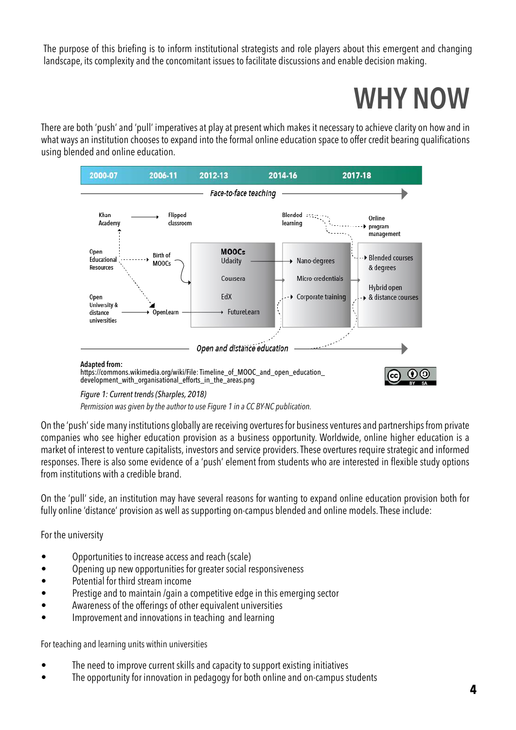The purpose of this briefing is to inform institutional strategists and role players about this emergent and changing landscape, its complexity and the concomitant issues to facilitate discussions and enable decision making.

# WHY NOW

There are both 'push' and 'pull' imperatives at play at present which makes it necessary to achieve clarity on how and in what ways an institution chooses to expand into the formal online education space to offer credit bearing qualifications using blended and online education.

Adapted from:
https://commons.wikimedia.org/wiki/File: Timeline_of_MOOC_and_open_education_development_with_organisational_efforts_in_the_areas.png

*Figure 1: Current trends (Sharples, 2018)*

*Permission was given by the author to use Figure 1 in a CC BY-NC publication.*

On the 'push' side many institutions globally are receiving overtures for business ventures and partnerships from private companies who see higher education provision as a business opportunity. Worldwide, online higher education is a market of interest to venture capitalists, investors and service providers. These overtures require strategic and informed responses. There is also some evidence of a 'push' element from students who are interested in flexible study options from institutions with a credible brand.

On the 'pull' side, an institution may have several reasons for wanting to expand online education provision both for fully online 'distance' provision as well as supporting on-campus blended and online models. These include:

For the university

- Opportunities to increase access and reach (scale)
- Opening up new opportunities for greater social responsiveness
- Potential for third stream income
- Prestige and to maintain /gain a competitive edge in this emerging sector
- Awareness of the offerings of other equivalent universities
- Improvement and innovations in teaching and learning

For teaching and learning units within universities

- The need to improve current skills and capacity to support existing initiatives
- The opportunity for innovation in pedagogy for both online and on-campus students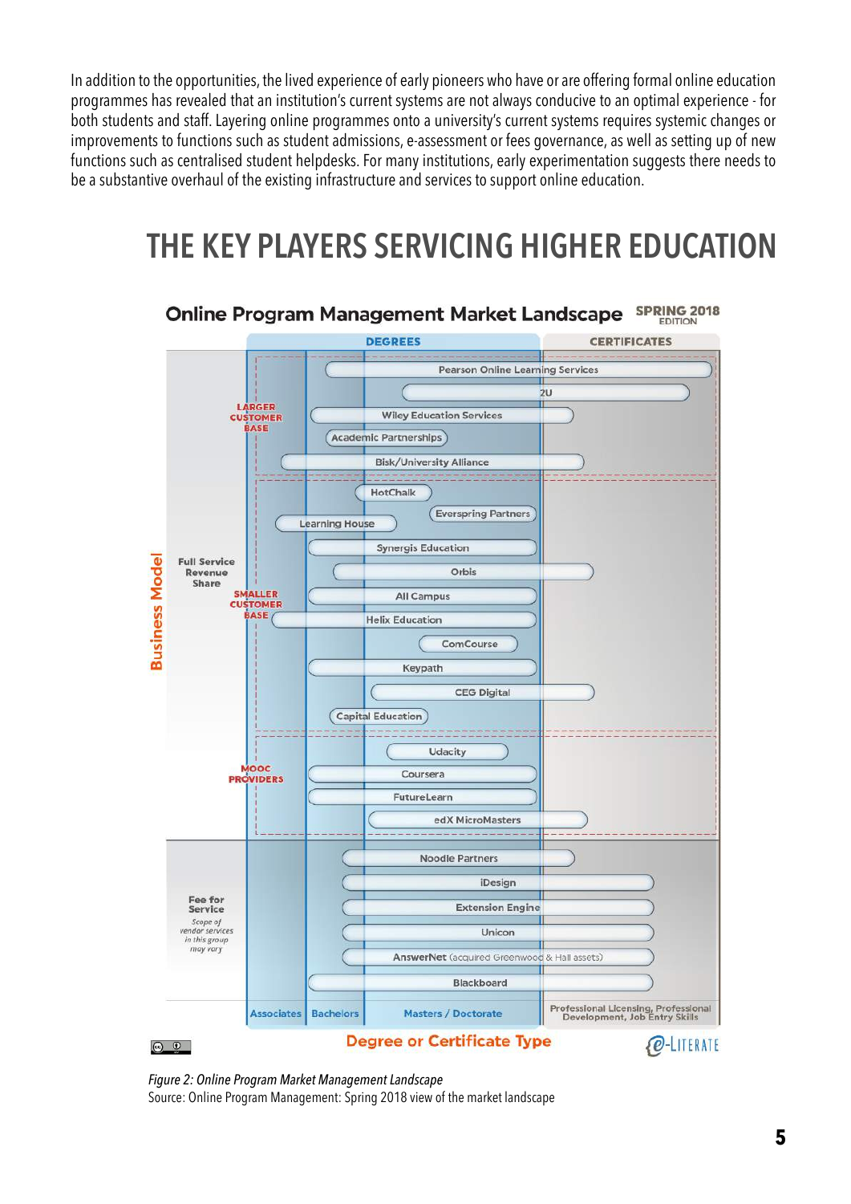In addition to the opportunities, the lived experience of early pioneers who have or are offering formal online education programmes has revealed that an institution's current systems are not always conducive to an optimal experience - for both students and staff. Layering online programmes onto a university's current systems requires systemic changes or improvements to functions such as student admissions, e-assessment or fees governance, as well as setting up of new functions such as centralised student helpdesks. For many institutions, early experimentation suggests there needs to be a substantive overhaul of the existing infrastructure and services to support online education.

# THE KEY PLAYERS SERVICING HIGHER EDUCATION

**Online Program Management Market Landscape** SPRING 2018 EDITION

Business Model / Degree or Certificate Type

DEGREES: Associates | Bachelors | Masters / Doctorate — CERTIFICATES: Professional Licensing, Professional Development, Job Entry Skills

**Full Service Revenue Share**

- LARGER CUSTOMER BASE: Pearson Online Learning Services; 2U; Wiley Education Services; Academic Partnerships; Bisk/University Alliance
- SMALLER CUSTOMER BASE: HotChalk; Everspring Partners; Learning House; Synergis Education; Orbis; All Campus; Helix Education; ComCourse; Keypath; CEG Digital; Capital Education
- MOOC PROVIDERS: Udacity; Coursera; FutureLearn; edX MicroMasters

**Fee for Service** (Scope of vendor services in this group may vary): Noodle Partners; iDesign; Extension Engine; Unicon; AnswerNet (acquired Greenwood & Hall assets); Blackboard

e-Literate

*Figure 2: Online Program Market Management Landscape*

Source: Online Program Management: Spring 2018 view of the market landscape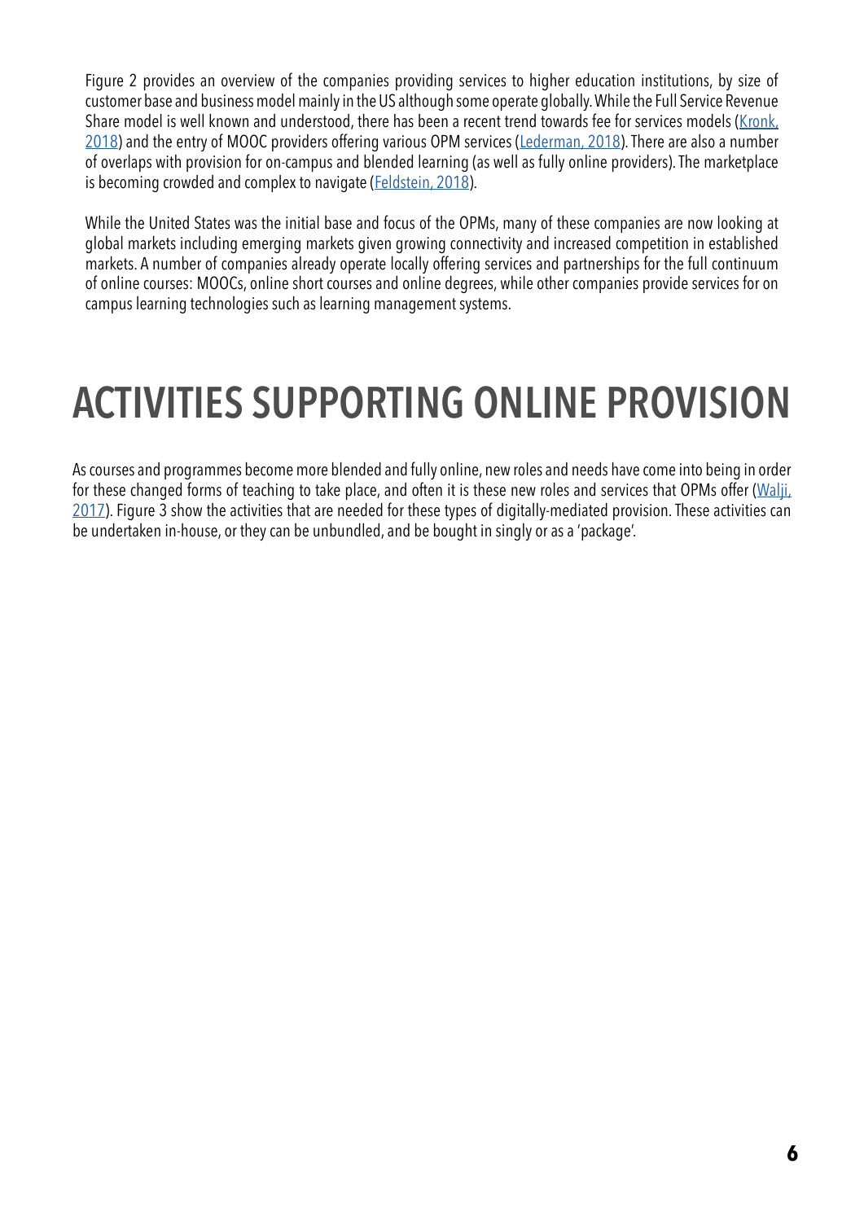Figure 2 provides an overview of the companies providing services to higher education institutions, by size of customer base and business model mainly in the US although some operate globally. While the Full Service Revenue Share model is well known and understood, there has been a recent trend towards fee for services models ([Kronk, 2018](#)) and the entry of MOOC providers offering various OPM services ([Lederman, 2018](#)). There are also a number of overlaps with provision for on-campus and blended learning (as well as fully online providers). The marketplace is becoming crowded and complex to navigate ([Feldstein, 2018](#)).

While the United States was the initial base and focus of the OPMs, many of these companies are now looking at global markets including emerging markets given growing connectivity and increased competition in established markets. A number of companies already operate locally offering services and partnerships for the full continuum of online courses: MOOCs, online short courses and online degrees, while other companies provide services for on campus learning technologies such as learning management systems.

# ACTIVITIES SUPPORTING ONLINE PROVISION

As courses and programmes become more blended and fully online, new roles and needs have come into being in order for these changed forms of teaching to take place, and often it is these new roles and services that OPMs offer ([Walji, 2017](#)). Figure 3 show the activities that are needed for these types of digitally-mediated provision. These activities can be undertaken in-house, or they can be unbundled, and be bought in singly or as a 'package'.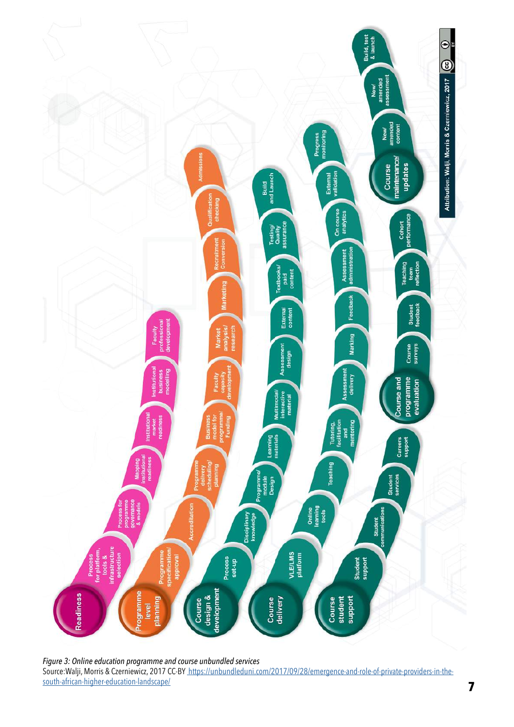**Readiness**
- Process for platform, tools & infrastructure selection
- Process for programme governance & models
- Mapping institutional readiness
- Institutional market readiness
- Institutional business modelling
- Faculty professional development

**Programme level planning**
- Programme specification/approval
- Accreditation
- Programme delivery scheduling/planning
- Business model for programme/Funding
- Faculty capacity development
- Market analysis/research
- Marketing
- Recruitment Conversion
- Qualification checking
- Admissions

**Course design & development**
- Process set-up
- Disciplinary knowledge
- Programme/module Design
- Learning materials
- Multimodal/interactive material
- Assessment design
- External content
- Textbooks/paid content
- Testing/Quality assurance
- Build and Launch

**Course delivery**
- VLE/LMS platform
- Online learning tools
- Teaching
- Tutoring, facilitation and mentoring
- Assessment delivery
- Marking
- Feedback
- Assessment administration
- On course analytics
- External validation
- Progress monitoring

**Course student support**
- Student support
- Student communications
- Student services
- Careers support

**Course and programme evaluation**
- Course surveys
- Student feedback
- Teaching team reflection
- Cohort performance

**Course maintenance/updates**
- New/amended content
- New/amended assessment
- Build test & launch

Attribution: Walji, Morris & Czerniewicz, 2017

*Figure 3: Online education programme and course unbundled services*

Source: Walji, Morris & Czerniewicz, 2017 CC-BY https://unbundleduni.com/2017/09/28/emergence-and-role-of-private-providers-in-the-south-african-higher-education-landscape/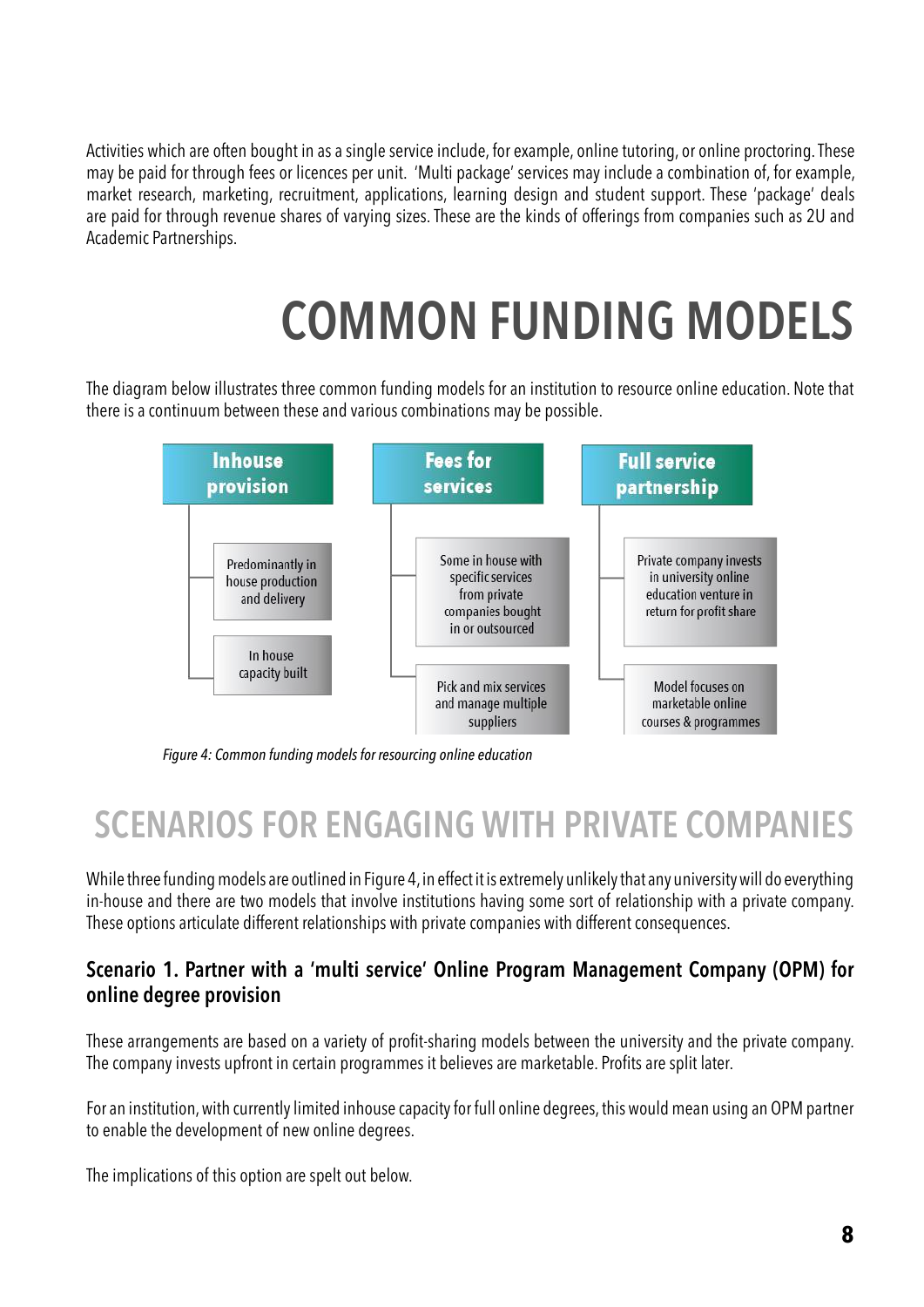Activities which are often bought in as a single service include, for example, online tutoring, or online proctoring. These may be paid for through fees or licences per unit. 'Multi package' services may include a combination of, for example, market research, marketing, recruitment, applications, learning design and student support. These 'package' deals are paid for through revenue shares of varying sizes. These are the kinds of offerings from companies such as 2U and Academic Partnerships.

# COMMON FUNDING MODELS

The diagram below illustrates three common funding models for an institution to resource online education. Note that there is a continuum between these and various combinations may be possible.

**Inhouse provision**
- Predominantly in house production and delivery
- In house capacity built

**Fees for services**
- Some in house with specific services from private companies bought in or outsourced
- Pick and mix services and manage multiple suppliers

**Full service partnership**
- Private company invests in university online education venture in return for profit share
- Model focuses on marketable online courses & programmes

*Figure 4: Common funding models for resourcing online education*

## SCENARIOS FOR ENGAGING WITH PRIVATE COMPANIES

While three funding models are outlined in Figure 4, in effect it is extremely unlikely that any university will do everything in-house and there are two models that involve institutions having some sort of relationship with a private company. These options articulate different relationships with private companies with different consequences.

### Scenario 1. Partner with a 'multi service' Online Program Management Company (OPM) for online degree provision

These arrangements are based on a variety of profit-sharing models between the university and the private company. The company invests upfront in certain programmes it believes are marketable. Profits are split later.

For an institution, with currently limited inhouse capacity for full online degrees, this would mean using an OPM partner to enable the development of new online degrees.

The implications of this option are spelt out below.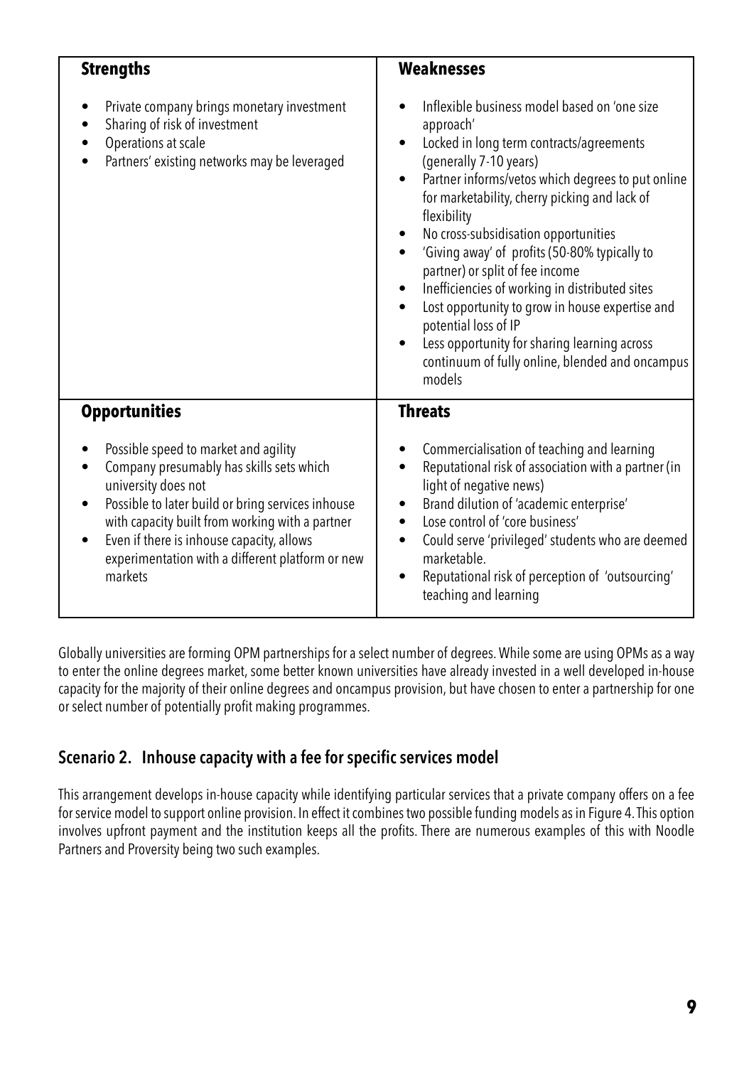| Strengths | Weaknesses |
|---|---|
| • Private company brings monetary investment<br>• Sharing of risk of investment<br>• Operations at scale<br>• Partners' existing networks may be leveraged | • Inflexible business model based on 'one size approach'<br>• Locked in long term contracts/agreements (generally 7-10 years)<br>• Partner informs/vetos which degrees to put online for marketability, cherry picking and lack of flexibility<br>• No cross-subsidisation opportunities<br>• 'Giving away' of profits (50-80% typically to partner) or split of fee income<br>• Inefficiencies of working in distributed sites<br>• Lost opportunity to grow in house expertise and potential loss of IP<br>• Less opportunity for sharing learning across continuum of fully online, blended and oncampus models |
| **Opportunities** | **Threats** |
| • Possible speed to market and agility<br>• Company presumably has skills sets which university does not<br>• Possible to later build or bring services inhouse with capacity built from working with a partner<br>• Even if there is inhouse capacity, allows experimentation with a different platform or new markets | • Commercialisation of teaching and learning<br>• Reputational risk of association with a partner (in light of negative news)<br>• Brand dilution of 'academic enterprise'<br>• Lose control of 'core business'<br>• Could serve 'privileged' students who are deemed marketable.<br>• Reputational risk of perception of 'outsourcing' teaching and learning |

Globally universities are forming OPM partnerships for a select number of degrees. While some are using OPMs as a way to enter the online degrees market, some better known universities have already invested in a well developed in-house capacity for the majority of their online degrees and oncampus provision, but have chosen to enter a partnership for one or select number of potentially profit making programmes.

## Scenario 2. Inhouse capacity with a fee for specific services model

This arrangement develops in-house capacity while identifying particular services that a private company offers on a fee for service model to support online provision. In effect it combines two possible funding models as in Figure 4. This option involves upfront payment and the institution keeps all the profits. There are numerous examples of this with Noodle Partners and Proversity being two such examples.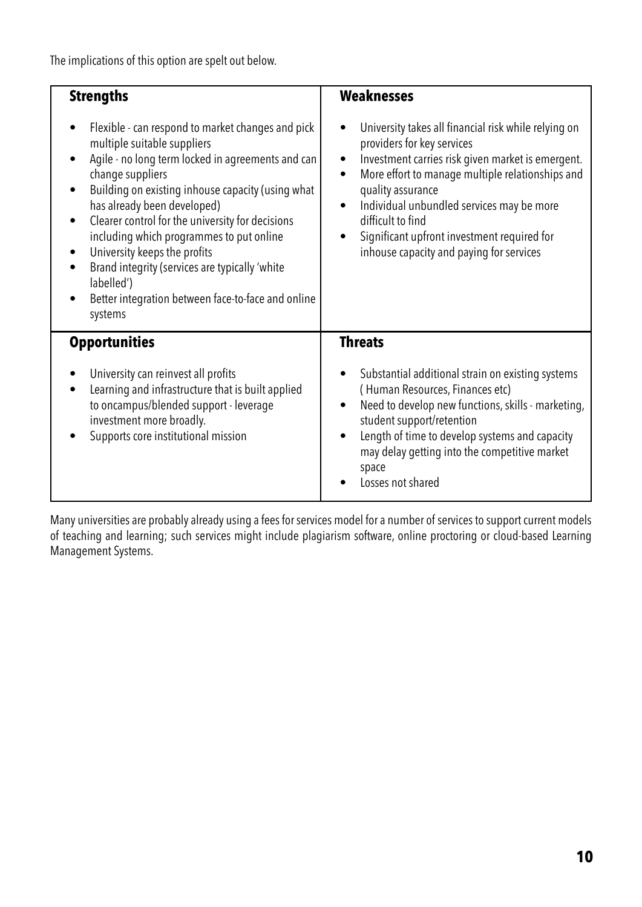The implications of this option are spelt out below.

| **Strengths** | **Weaknesses** |
| --- | --- |
| • Flexible - can respond to market changes and pick multiple suitable suppliers<br>• Agile - no long term locked in agreements and can change suppliers<br>• Building on existing inhouse capacity (using what has already been developed)<br>• Clearer control for the university for decisions including which programmes to put online<br>• University keeps the profits<br>• Brand integrity (services are typically 'white labelled')<br>• Better integration between face-to-face and online systems | • University takes all financial risk while relying on providers for key services<br>• Investment carries risk given market is emergent.<br>• More effort to manage multiple relationships and quality assurance<br>• Individual unbundled services may be more difficult to find<br>• Significant upfront investment required for inhouse capacity and paying for services |
| **Opportunities** | **Threats** |
| • University can reinvest all profits<br>• Learning and infrastructure that is built applied to oncampus/blended support - leverage investment more broadly.<br>• Supports core institutional mission | • Substantial additional strain on existing systems ( Human Resources, Finances etc)<br>• Need to develop new functions, skills - marketing, student support/retention<br>• Length of time to develop systems and capacity may delay getting into the competitive market space<br>• Losses not shared |

Many universities are probably already using a fees for services model for a number of services to support current models of teaching and learning; such services might include plagiarism software, online proctoring or cloud-based Learning Management Systems.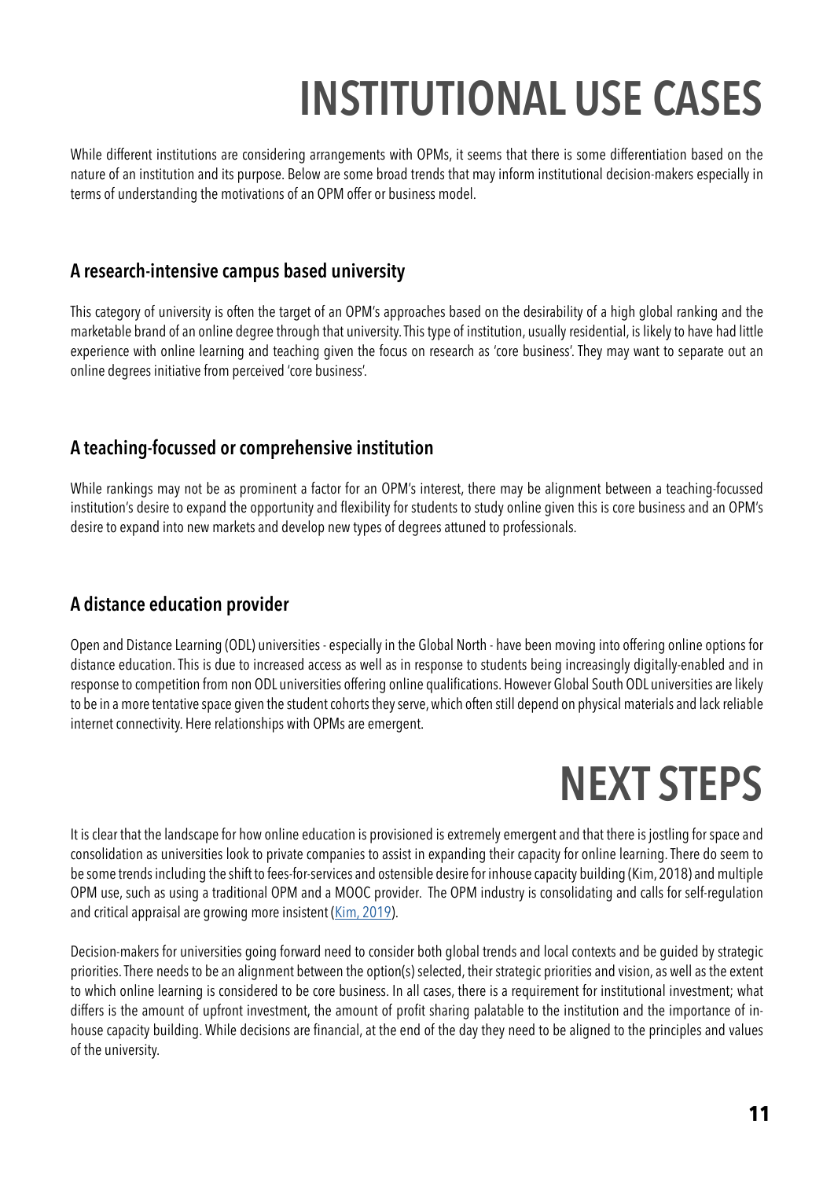# INSTITUTIONAL USE CASES

While different institutions are considering arrangements with OPMs, it seems that there is some differentiation based on the nature of an institution and its purpose. Below are some broad trends that may inform institutional decision-makers especially in terms of understanding the motivations of an OPM offer or business model.

## A research-intensive campus based university

This category of university is often the target of an OPM's approaches based on the desirability of a high global ranking and the marketable brand of an online degree through that university. This type of institution, usually residential, is likely to have had little experience with online learning and teaching given the focus on research as 'core business'. They may want to separate out an online degrees initiative from perceived 'core business'.

## A teaching-focussed or comprehensive institution

While rankings may not be as prominent a factor for an OPM's interest, there may be alignment between a teaching-focussed institution's desire to expand the opportunity and flexibility for students to study online given this is core business and an OPM's desire to expand into new markets and develop new types of degrees attuned to professionals.

## A distance education provider

Open and Distance Learning (ODL) universities - especially in the Global North - have been moving into offering online options for distance education. This is due to increased access as well as in response to students being increasingly digitally-enabled and in response to competition from non ODL universities offering online qualifications. However Global South ODL universities are likely to be in a more tentative space given the student cohorts they serve, which often still depend on physical materials and lack reliable internet connectivity. Here relationships with OPMs are emergent.

# NEXT STEPS

It is clear that the landscape for how online education is provisioned is extremely emergent and that there is jostling for space and consolidation as universities look to private companies to assist in expanding their capacity for online learning. There do seem to be some trends including the shift to fees-for-services and ostensible desire for inhouse capacity building (Kim, 2018) and multiple OPM use, such as using a traditional OPM and a MOOC provider. The OPM industry is consolidating and calls for self-regulation and critical appraisal are growing more insistent (Kim, 2019).

Decision-makers for universities going forward need to consider both global trends and local contexts and be guided by strategic priorities. There needs to be an alignment between the option(s) selected, their strategic priorities and vision, as well as the extent to which online learning is considered to be core business. In all cases, there is a requirement for institutional investment; what differs is the amount of upfront investment, the amount of profit sharing palatable to the institution and the importance of in-house capacity building. While decisions are financial, at the end of the day they need to be aligned to the principles and values of the university.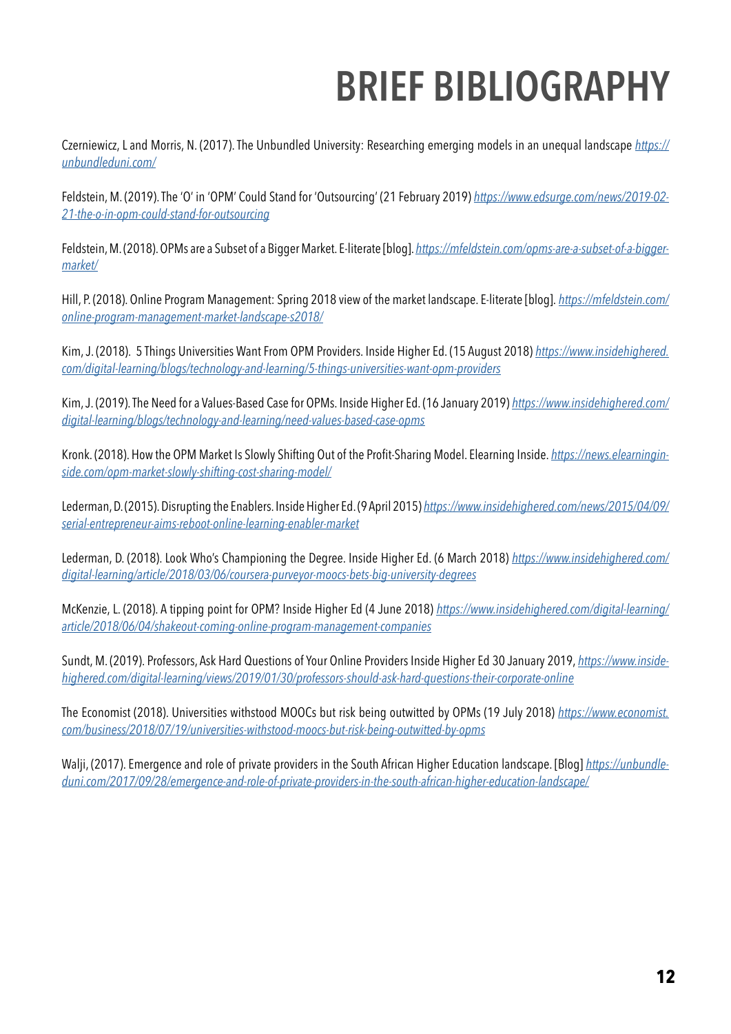# BRIEF BIBLIOGRAPHY

Czerniewicz, L and Morris, N. (2017). The Unbundled University: Researching emerging models in an unequal landscape *https://unbundleduni.com/*

Feldstein, M. (2019). The 'O' in 'OPM' Could Stand for 'Outsourcing' (21 February 2019) *https://www.edsurge.com/news/2019-02-21-the-o-in-opm-could-stand-for-outsourcing*

Feldstein, M. (2018). OPMs are a Subset of a Bigger Market. E-literate [blog]. *https://mfeldstein.com/opms-are-a-subset-of-a-bigger-market/*

Hill, P. (2018). Online Program Management: Spring 2018 view of the market landscape. E-literate [blog]. *https://mfeldstein.com/online-program-management-market-landscape-s2018/*

Kim, J. (2018). 5 Things Universities Want From OPM Providers. Inside Higher Ed. (15 August 2018) *https://www.insidehighered.com/digital-learning/blogs/technology-and-learning/5-things-universities-want-opm-providers*

Kim, J. (2019). The Need for a Values-Based Case for OPMs. Inside Higher Ed. (16 January 2019) *https://www.insidehighered.com/digital-learning/blogs/technology-and-learning/need-values-based-case-opms*

Kronk. (2018). How the OPM Market Is Slowly Shifting Out of the Profit-Sharing Model. Elearning Inside. *https://news.elearninginside.com/opm-market-slowly-shifting-cost-sharing-model/*

Lederman, D. (2015). Disrupting the Enablers. Inside Higher Ed. (9 April 2015) *https://www.insidehighered.com/news/2015/04/09/serial-entrepreneur-aims-reboot-online-learning-enabler-market*

Lederman, D. (2018). Look Who's Championing the Degree. Inside Higher Ed. (6 March 2018) *https://www.insidehighered.com/digital-learning/article/2018/03/06/coursera-purveyor-moocs-bets-big-university-degrees*

McKenzie, L. (2018). A tipping point for OPM? Inside Higher Ed (4 June 2018) *https://www.insidehighered.com/digital-learning/article/2018/06/04/shakeout-coming-online-program-management-companies*

Sundt, M. (2019). Professors, Ask Hard Questions of Your Online Providers Inside Higher Ed 30 January 2019, *https://www.insidehighered.com/digital-learning/views/2019/01/30/professors-should-ask-hard-questions-their-corporate-online*

The Economist (2018). Universities withstood MOOCs but risk being outwitted by OPMs (19 July 2018) *https://www.economist.com/business/2018/07/19/universities-withstood-moocs-but-risk-being-outwitted-by-opms*

Walji, (2017). Emergence and role of private providers in the South African Higher Education landscape. [Blog] *https://unbundleduni.com/2017/09/28/emergence-and-role-of-private-providers-in-the-south-african-higher-education-landscape/*